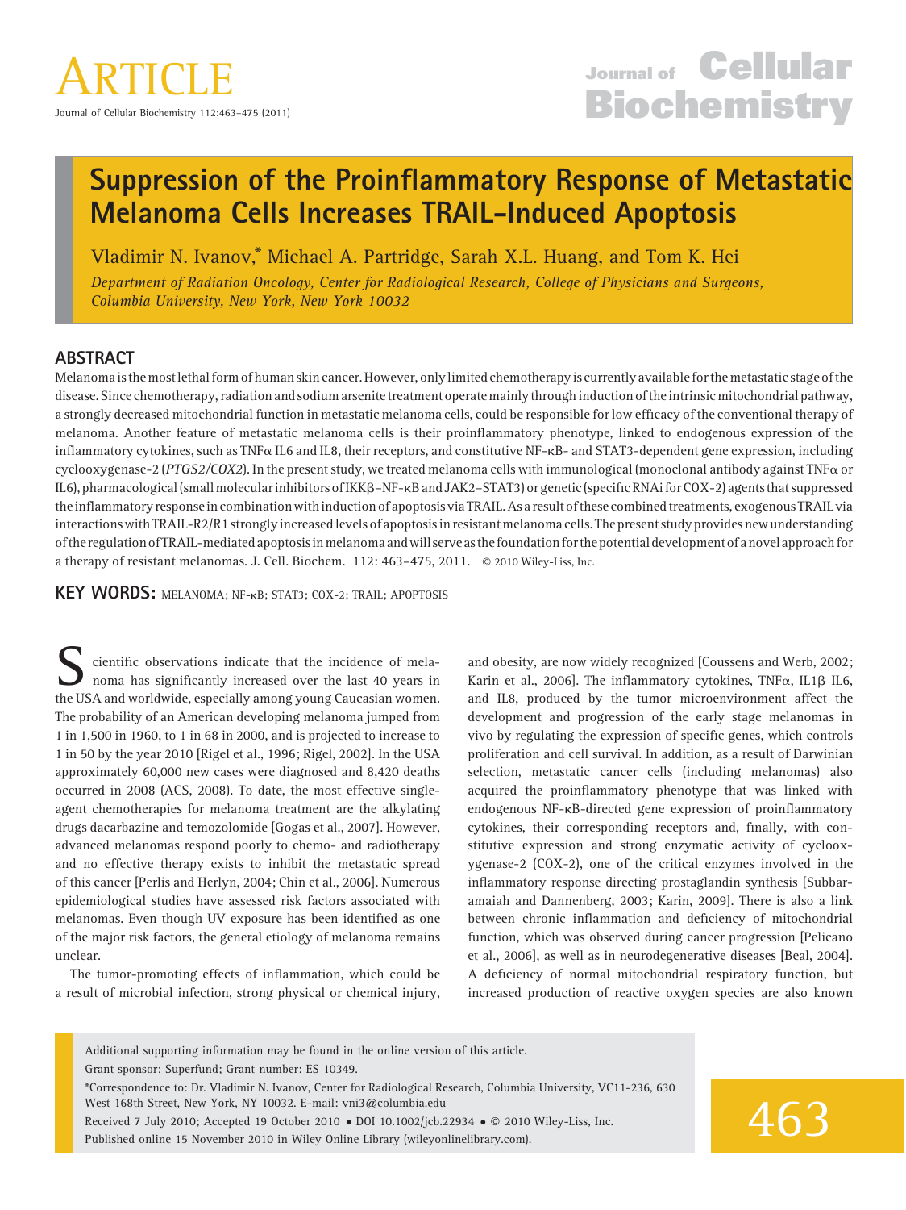# Suppression of the Proinflammatory Response of Metastatic Melanoma Cells Increases TRAIL-Induced Apoptosis

Vladimir N. Ivanov,* Michael A. Partridge, Sarah X.L. Huang, and Tom K. Hei

*Department of Radiation Oncology, Center for Radiological Research, College of Physicians and Surgeons, Columbia University, New York, New York 10032*

## ABSTRACT

Melanoma is the most lethal form of human skin cancer. However, only limited chemotherapy is currently available for the metastatic stage of the disease. Since chemotherapy, radiation and sodium arsenite treatment operate mainly through induction of the intrinsic mitochondrial pathway, a strongly decreased mitochondrial function in metastatic melanoma cells, could be responsible for low efficacy of the conventional therapy of melanoma. Another feature of metastatic melanoma cells is their proinflammatory phenotype, linked to endogenous expression of the inflammatory cytokines, such as TNFα IL6 and IL8, their receptors, and constitutive NF-κB- and STAT3-dependent gene expression, including cyclooxygenase-2 (*PTGS2/COX2*). In the present study, we treated melanoma cells with immunological (monoclonal antibody against TNFα or IL6), pharmacological (small molecular inhibitors of IKKβ–NF-κB and JAK2–STAT3) or genetic (specific RNAi for COX-2) agents that suppressed the inflammatory response in combination with induction of apoptosis via TRAIL. As a result of these combined treatments, exogenous TRAIL via interactions with TRAIL-R2/R1 strongly increased levels of apoptosis in resistant melanoma cells. The present study provides new understanding of the regulation of TRAIL-mediated apoptosis in melanoma and will serve as the foundation for the potential development of a novel approach for a therapy of resistant melanomas. J. Cell. Biochem. 112: 463–475, 2011. © 2010 Wiley-Liss, Inc.

**KEY WORDS:** MELANOMA; NF-κB; STAT3; COX-2; TRAIL; APOPTOSIS

Scientific observations indicate that the incidence of melanoma has significantly increased over the last 40 years in the USA and worldwide, especially among young Caucasian women. The probability of an American developing melanoma jumped from 1 in 1,500 in 1960, to 1 in 68 in 2000, and is projected to increase to 1 in 50 by the year 2010 [Rigel et al., 1996; Rigel, 2002]. In the USA approximately 60,000 new cases were diagnosed and 8,420 deaths occurred in 2008 (ACS, 2008). To date, the most effective single-agent chemotherapies for melanoma treatment are the alkylating drugs dacarbazine and temozolomide [Gogas et al., 2007]. However, advanced melanomas respond poorly to chemo- and radiotherapy and no effective therapy exists to inhibit the metastatic spread of this cancer [Perlis and Herlyn, 2004; Chin et al., 2006]. Numerous epidemiological studies have assessed risk factors associated with melanomas. Even though UV exposure has been identified as one of the major risk factors, the general etiology of melanoma remains unclear.

The tumor-promoting effects of inflammation, which could be a result of microbial infection, strong physical or chemical injury, and obesity, are now widely recognized [Coussens and Werb, 2002; Karin et al., 2006]. The inflammatory cytokines, TNFα, IL1β IL6, and IL8, produced by the tumor microenvironment affect the development and progression of the early stage melanomas in vivo by regulating the expression of specific genes, which controls proliferation and cell survival. In addition, as a result of Darwinian selection, metastatic cancer cells (including melanomas) also acquired the proinflammatory phenotype that was linked with endogenous NF-κB-directed gene expression of proinflammatory cytokines, their corresponding receptors and, finally, with constitutive expression and strong enzymatic activity of cyclooxygenase-2 (COX-2), one of the critical enzymes involved in the inflammatory response directing prostaglandin synthesis [Subbaramaiah and Dannenberg, 2003; Karin, 2009]. There is also a link between chronic inflammation and deficiency of mitochondrial function, which was observed during cancer progression [Pelicano et al., 2006], as well as in neurodegenerative diseases [Beal, 2004]. A deficiency of normal mitochondrial respiratory function, but increased production of reactive oxygen species are also known

Additional supporting information may be found in the online version of this article.

Grant sponsor: Superfund; Grant number: ES 10349.

*Correspondence to: Dr. Vladimir N. Ivanov, Center for Radiological Research, Columbia University, VC11-236, 630 West 168th Street, New York, NY 10032. E-mail: vni3@columbia.edu

Received 7 July 2010; Accepted 19 October 2010 • DOI 10.1002/jcb.22934 • © 2010 Wiley-Liss, Inc.

Published online 15 November 2010 in Wiley Online Library (wileyonlinelibrary.com).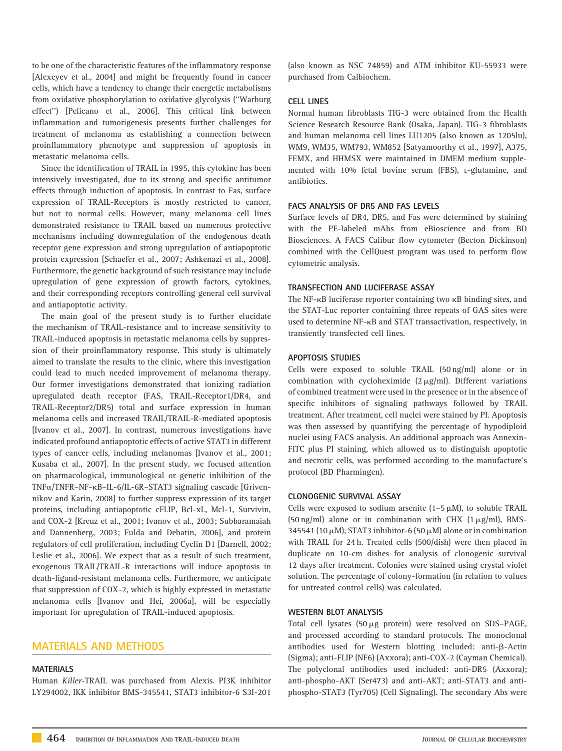to be one of the characteristic features of the inflammatory response [Alexeyev et al., 2004] and might be frequently found in cancer cells, which have a tendency to change their energetic metabolisms from oxidative phosphorylation to oxidative glycolysis ("Warburg effect") [Pelicano et al., 2006]. This critical link between inflammation and tumorigenesis presents further challenges for treatment of melanoma as establishing a connection between proinflammatory phenotype and suppression of apoptosis in metastatic melanoma cells.

Since the identification of TRAIL in 1995, this cytokine has been intensively investigated, due to its strong and specific antitumor effects through induction of apoptosis. In contrast to Fas, surface expression of TRAIL-Receptors is mostly restricted to cancer, but not to normal cells. However, many melanoma cell lines demonstrated resistance to TRAIL based on numerous protective mechanisms including downregulation of the endogenous death receptor gene expression and strong upregulation of antiapoptotic protein expression [Schaefer et al., 2007; Ashkenazi et al., 2008]. Furthermore, the genetic background of such resistance may include upregulation of gene expression of growth factors, cytokines, and their corresponding receptors controlling general cell survival and antiapoptotic activity.

The main goal of the present study is to further elucidate the mechanism of TRAIL-resistance and to increase sensitivity to TRAIL-induced apoptosis in metastatic melanoma cells by suppression of their proinflammatory response. This study is ultimately aimed to translate the results to the clinic, where this investigation could lead to much needed improvement of melanoma therapy. Our former investigations demonstrated that ionizing radiation upregulated death receptor (FAS, TRAIL-Receptor1/DR4, and TRAIL-Receptor2/DR5) total and surface expression in human melanoma cells and increased TRAIL/TRAIL-R-mediated apoptosis [Ivanov et al., 2007]. In contrast, numerous investigations have indicated profound antiapoptotic effects of active STAT3 in different types of cancer cells, including melanomas [Ivanov et al., 2001; Kusaba et al., 2007]. In the present study, we focused attention on pharmacological, immunological or genetic inhibition of the TNFα/TNFR–NF-κB–IL-6/IL-6R–STAT3 signaling cascade [Grivennikov and Karin, 2008] to further suppress expression of its target proteins, including antiapoptotic cFLIP, Bcl-xL, Mcl-1, Survivin, and COX-2 [Kreuz et al., 2001; Ivanov et al., 2003; Subbaramaiah and Dannenberg, 2003; Fulda and Debatin, 2006], and protein regulators of cell proliferation, including Cyclin D1 [Darnell, 2002; Leslie et al., 2006]. We expect that as a result of such treatment, exogenous TRAIL/TRAIL-R interactions will induce apoptosis in death-ligand-resistant melanoma cells. Furthermore, we anticipate that suppression of COX-2, which is highly expressed in metastatic melanoma cells [Ivanov and Hei, 2006a], will be especially important for upregulation of TRAIL-induced apoptosis.

## MATERIALS AND METHODS

### MATERIALS

Human *Killer*-TRAIL was purchased from Alexis. PI3K inhibitor LY294002, IKK inhibitor BMS-345541, STAT3 inhibitor-6 S3I-201 (also known as NSC 74859) and ATM inhibitor KU-55933 were purchased from Calbiochem.

### CELL LINES

Normal human fibroblasts TIG-3 were obtained from the Health Science Research Resource Bank (Osaka, Japan). TIG-3 fibroblasts and human melanoma cell lines LU1205 (also known as 1205lu), WM9, WM35, WM793, WM852 [Satyamoorthy et al., 1997], A375, FEMX, and HHMSX were maintained in DMEM medium supplemented with 10% fetal bovine serum (FBS), L-glutamine, and antibiotics.

### FACS ANALYSIS OF DR5 AND FAS LEVELS

Surface levels of DR4, DR5, and Fas were determined by staining with the PE-labeled mAbs from eBioscience and from BD Biosciences. A FACS Calibur flow cytometer (Becton Dickinson) combined with the CellQuest program was used to perform flow cytometric analysis.

### TRANSFECTION AND LUCIFERASE ASSAY

The NF-κB luciferase reporter containing two κB binding sites, and the STAT-Luc reporter containing three repeats of GAS sites were used to determine NF-κB and STAT transactivation, respectively, in transiently transfected cell lines.

### APOPTOSIS STUDIES

Cells were exposed to soluble TRAIL (50 ng/ml) alone or in combination with cycloheximide (2 μg/ml). Different variations of combined treatment were used in the presence or in the absence of specific inhibitors of signaling pathways followed by TRAIL treatment. After treatment, cell nuclei were stained by PI. Apoptosis was then assessed by quantifying the percentage of hypodiploid nuclei using FACS analysis. An additional approach was Annexin-FITC plus PI staining, which allowed us to distinguish apoptotic and necrotic cells, was performed according to the manufacture's protocol (BD Pharmingen).

### CLONOGENIC SURVIVAL ASSAY

Cells were exposed to sodium arsenite (1–5 μM), to soluble TRAIL (50 ng/ml) alone or in combination with CHX (1 μg/ml), BMS-345541 (10 μM), STAT3 inhibitor-6 (50 μM) alone or in combination with TRAIL for 24 h. Treated cells (500/dish) were then placed in duplicate on 10-cm dishes for analysis of clonogenic survival 12 days after treatment. Colonies were stained using crystal violet solution. The percentage of colony-formation (in relation to values for untreated control cells) was calculated.

### WESTERN BLOT ANALYSIS

Total cell lysates (50 μg protein) were resolved on SDS–PAGE, and processed according to standard protocols. The monoclonal antibodies used for Western blotting included: anti-β-Actin (Sigma); anti-FLIP (NF6) (Axxora); anti-COX-2 (Cayman Chemical). The polyclonal antibodies used included: anti-DR5 (Axxora); anti-phospho-AKT (Ser473) and anti-AKT; anti-STAT3 and anti-phospho-STAT3 (Tyr705) (Cell Signaling). The secondary Abs were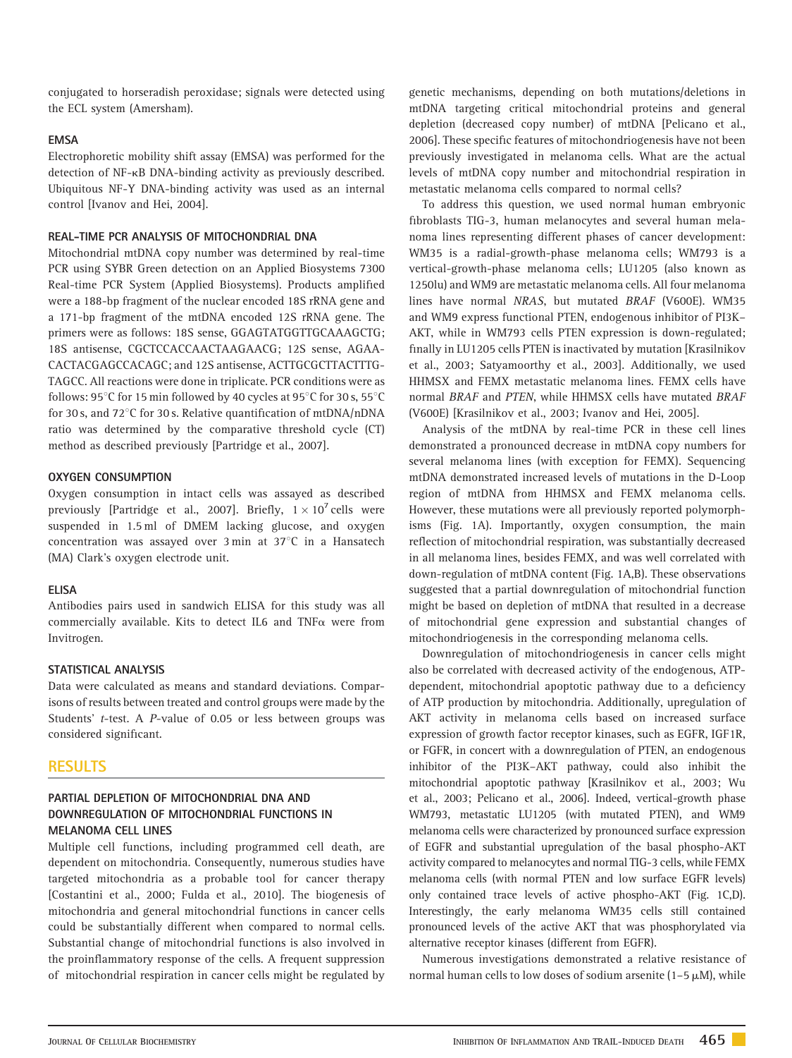conjugated to horseradish peroxidase; signals were detected using the ECL system (Amersham).

### EMSA

Electrophoretic mobility shift assay (EMSA) was performed for the detection of NF-κB DNA-binding activity as previously described. Ubiquitous NF-Y DNA-binding activity was used as an internal control [Ivanov and Hei, 2004].

### REAL-TIME PCR ANALYSIS OF MITOCHONDRIAL DNA

Mitochondrial mtDNA copy number was determined by real-time PCR using SYBR Green detection on an Applied Biosystems 7300 Real-time PCR System (Applied Biosystems). Products amplified were a 188-bp fragment of the nuclear encoded 18S rRNA gene and a 171-bp fragment of the mtDNA encoded 12S rRNA gene. The primers were as follows: 18S sense, GGAGTATGGTTGCAAAGCTG; 18S antisense, CGCTCCACCAACTAAGAACG; 12S sense, AGAACACTACGAGCCACAGC; and 12S antisense, ACTTGCGCTTACTTTGTAGCC. All reactions were done in triplicate. PCR conditions were as follows: 95°C for 15 min followed by 40 cycles at 95°C for 30 s, 55°C for 30 s, and 72°C for 30 s. Relative quantification of mtDNA/nDNA ratio was determined by the comparative threshold cycle (CT) method as described previously [Partridge et al., 2007].

### OXYGEN CONSUMPTION

Oxygen consumption in intact cells was assayed as described previously [Partridge et al., 2007]. Briefly, $1 \times 10^7$ cells were suspended in 1.5 ml of DMEM lacking glucose, and oxygen concentration was assayed over 3 min at 37°C in a Hansatech (MA) Clark's oxygen electrode unit.

### ELISA

Antibodies pairs used in sandwich ELISA for this study was all commercially available. Kits to detect IL6 and TNFα were from Invitrogen.

### STATISTICAL ANALYSIS

Data were calculated as means and standard deviations. Comparisons of results between treated and control groups were made by the Students' *t*-test. A *P*-value of 0.05 or less between groups was considered significant.

## RESULTS

### PARTIAL DEPLETION OF MITOCHONDRIAL DNA AND DOWNREGULATION OF MITOCHONDRIAL FUNCTIONS IN MELANOMA CELL LINES

Multiple cell functions, including programmed cell death, are dependent on mitochondria. Consequently, numerous studies have targeted mitochondria as a probable tool for cancer therapy [Costantini et al., 2000; Fulda et al., 2010]. The biogenesis of mitochondria and general mitochondrial functions in cancer cells could be substantially different when compared to normal cells. Substantial change of mitochondrial functions is also involved in the proinflammatory response of the cells. A frequent suppression of mitochondrial respiration in cancer cells might be regulated by genetic mechanisms, depending on both mutations/deletions in mtDNA targeting critical mitochondrial proteins and general depletion (decreased copy number) of mtDNA [Pelicano et al., 2006]. These specific features of mitochondriogenesis have not been previously investigated in melanoma cells. What are the actual levels of mtDNA copy number and mitochondrial respiration in metastatic melanoma cells compared to normal cells?

To address this question, we used normal human embryonic fibroblasts TIG-3, human melanocytes and several human melanoma lines representing different phases of cancer development: WM35 is a radial-growth-phase melanoma cells; WM793 is a vertical-growth-phase melanoma cells; LU1205 (also known as 1250lu) and WM9 are metastatic melanoma cells. All four melanoma lines have normal *NRAS*, but mutated *BRAF* (V600E). WM35 and WM9 express functional PTEN, endogenous inhibitor of PI3K–AKT, while in WM793 cells PTEN expression is down-regulated; finally in LU1205 cells PTEN is inactivated by mutation [Krasilnikov et al., 2003; Satyamoorthy et al., 2003]. Additionally, we used HHMSX and FEMX metastatic melanoma lines. FEMX cells have normal *BRAF* and *PTEN*, while HHMSX cells have mutated *BRAF* (V600E) [Krasilnikov et al., 2003; Ivanov and Hei, 2005].

Analysis of the mtDNA by real-time PCR in these cell lines demonstrated a pronounced decrease in mtDNA copy numbers for several melanoma lines (with exception for FEMX). Sequencing mtDNA demonstrated increased levels of mutations in the D-Loop region of mtDNA from HHMSX and FEMX melanoma cells. However, these mutations were all previously reported polymorphisms (Fig. 1A). Importantly, oxygen consumption, the main reflection of mitochondrial respiration, was substantially decreased in all melanoma lines, besides FEMX, and was well correlated with down-regulation of mtDNA content (Fig. 1A,B). These observations suggested that a partial downregulation of mitochondrial function might be based on depletion of mtDNA that resulted in a decrease of mitochondrial gene expression and substantial changes of mitochondriogenesis in the corresponding melanoma cells.

Downregulation of mitochondriogenesis in cancer cells might also be correlated with decreased activity of the endogenous, ATP-dependent, mitochondrial apoptotic pathway due to a deficiency of ATP production by mitochondria. Additionally, upregulation of AKT activity in melanoma cells based on increased surface expression of growth factor receptor kinases, such as EGFR, IGF1R, or FGFR, in concert with a downregulation of PTEN, an endogenous inhibitor of the PI3K–AKT pathway, could also inhibit the mitochondrial apoptotic pathway [Krasilnikov et al., 2003; Wu et al., 2003; Pelicano et al., 2006]. Indeed, vertical-growth phase WM793, metastatic LU1205 (with mutated PTEN), and WM9 melanoma cells were characterized by pronounced surface expression of EGFR and substantial upregulation of the basal phospho-AKT activity compared to melanocytes and normal TIG-3 cells, while FEMX melanoma cells (with normal PTEN and low surface EGFR levels) only contained trace levels of active phospho-AKT (Fig. 1C,D). Interestingly, the early melanoma WM35 cells still contained pronounced levels of the active AKT that was phosphorylated via alternative receptor kinases (different from EGFR).

Numerous investigations demonstrated a relative resistance of normal human cells to low doses of sodium arsenite (1–5 μM), while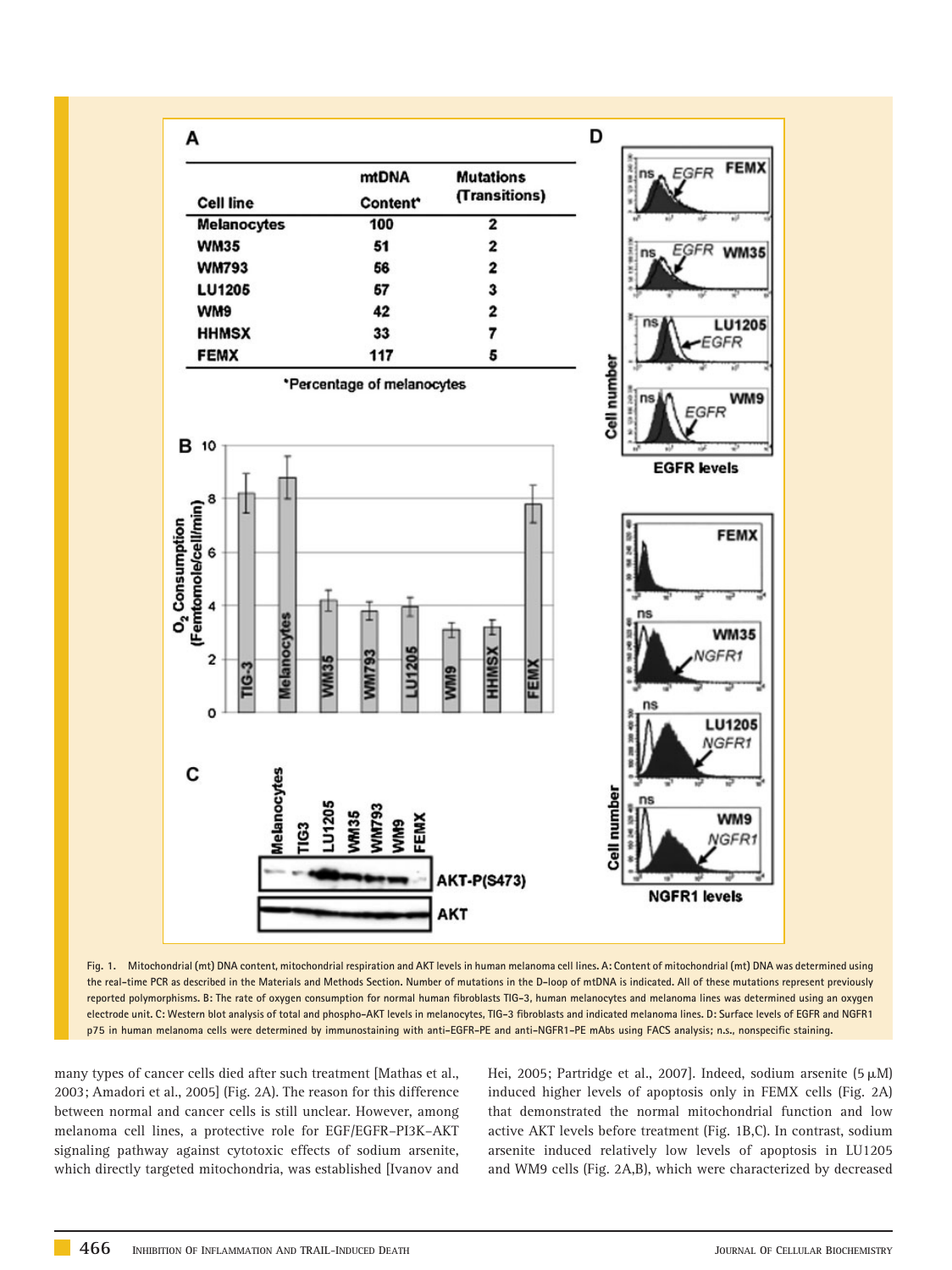| Cell line | mtDNA Content* | Mutations (Transitions) |
|---|---|---|
| Melanocytes | 100 | 2 |
| WM35 | 51 | 2 |
| WM793 | 56 | 2 |
| LU1205 | 57 | 3 |
| WM9 | 42 | 2 |
| HHMSX | 33 | 7 |
| FEMX | 117 | 5 |

*Percentage of melanocytes

Fig. 1. Mitochondrial (mt) DNA content, mitochondrial respiration and AKT levels in human melanoma cell lines. A: Content of mitochondrial (mt) DNA was determined using the real-time PCR as described in the Materials and Methods Section. Number of mutations in the D-loop of mtDNA is indicated. All of these mutations represent previously reported polymorphisms. B: The rate of oxygen consumption for normal human fibroblasts TIG-3, human melanocytes and melanoma lines was determined using an oxygen electrode unit. C: Western blot analysis of total and phospho-AKT levels in melanocytes, TIG-3 fibroblasts and indicated melanoma lines. D: Surface levels of EGFR and NGFR1 p75 in human melanoma cells were determined by immunostaining with anti-EGFR-PE and anti-NGFR1-PE mAbs using FACS analysis; n.s., nonspecific staining.

many types of cancer cells died after such treatment [Mathas et al., 2003; Amadori et al., 2005] (Fig. 2A). The reason for this difference between normal and cancer cells is still unclear. However, among melanoma cell lines, a protective role for EGF/EGFR–PI3K–AKT signaling pathway against cytotoxic effects of sodium arsenite, which directly targeted mitochondria, was established [Ivanov and Hei, 2005; Partridge et al., 2007]. Indeed, sodium arsenite (5 μM) induced higher levels of apoptosis only in FEMX cells (Fig. 2A) that demonstrated the normal mitochondrial function and low active AKT levels before treatment (Fig. 1B,C). In contrast, sodium arsenite induced relatively low levels of apoptosis in LU1205 and WM9 cells (Fig. 2A,B), which were characterized by decreased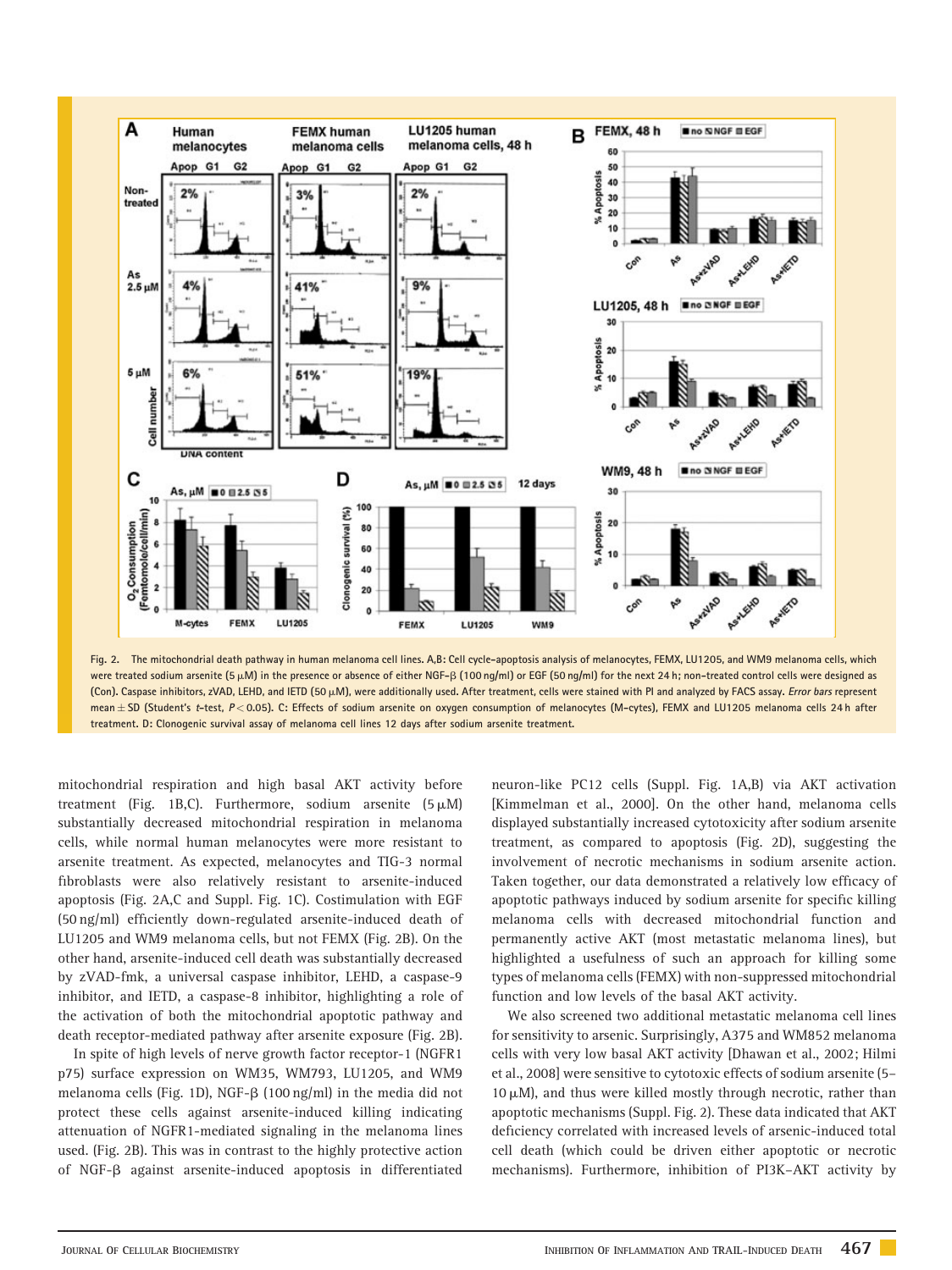Fig. 2. The mitochondrial death pathway in human melanoma cell lines. A,B: Cell cycle-apoptosis analysis of melanocytes, FEMX, LU1205, and WM9 melanoma cells, which were treated sodium arsenite (5 μM) in the presence or absence of either NGF-β (100 ng/ml) or EGF (50 ng/ml) for the next 24 h; non-treated control cells were designed as (Con). Caspase inhibitors, zVAD, LEHD, and IETD (50 μM), were additionally used. After treatment, cells were stained with PI and analyzed by FACS assay. *Error bars* represent mean ± SD (Student's *t*-test, $P < 0.05$). C: Effects of sodium arsenite on oxygen consumption of melanocytes (M-cytes), FEMX and LU1205 melanoma cells 24 h after treatment. D: Clonogenic survival assay of melanoma cell lines 12 days after sodium arsenite treatment.

mitochondrial respiration and high basal AKT activity before treatment (Fig. 1B,C). Furthermore, sodium arsenite (5 μM) substantially decreased mitochondrial respiration in melanoma cells, while normal human melanocytes were more resistant to arsenite treatment. As expected, melanocytes and TIG-3 normal fibroblasts were also relatively resistant to arsenite-induced apoptosis (Fig. 2A,C and Suppl. Fig. 1C). Costimulation with EGF (50 ng/ml) efficiently down-regulated arsenite-induced death of LU1205 and WM9 melanoma cells, but not FEMX (Fig. 2B). On the other hand, arsenite-induced cell death was substantially decreased by zVAD-fmk, a universal caspase inhibitor, LEHD, a caspase-9 inhibitor, and IETD, a caspase-8 inhibitor, highlighting a role of the activation of both the mitochondrial apoptotic pathway and death receptor-mediated pathway after arsenite exposure (Fig. 2B).

In spite of high levels of nerve growth factor receptor-1 (NGFR1 p75) surface expression on WM35, WM793, LU1205, and WM9 melanoma cells (Fig. 1D), NGF-β (100 ng/ml) in the media did not protect these cells against arsenite-induced killing indicating attenuation of NGFR1-mediated signaling in the melanoma lines used. (Fig. 2B). This was in contrast to the highly protective action of NGF-β against arsenite-induced apoptosis in differentiated neuron-like PC12 cells (Suppl. Fig. 1A,B) via AKT activation [Kimmelman et al., 2000]. On the other hand, melanoma cells displayed substantially increased cytotoxicity after sodium arsenite treatment, as compared to apoptosis (Fig. 2D), suggesting the involvement of necrotic mechanisms in sodium arsenite action. Taken together, our data demonstrated a relatively low efficacy of apoptotic pathways induced by sodium arsenite for specific killing melanoma cells with decreased mitochondrial function and permanently active AKT (most metastatic melanoma lines), but highlighted a usefulness of such an approach for killing some types of melanoma cells (FEMX) with non-suppressed mitochondrial function and low levels of the basal AKT activity.

We also screened two additional metastatic melanoma cell lines for sensitivity to arsenic. Surprisingly, A375 and WM852 melanoma cells with very low basal AKT activity [Dhawan et al., 2002; Hilmi et al., 2008] were sensitive to cytotoxic effects of sodium arsenite (5–10 μM), and thus were killed mostly through necrotic, rather than apoptotic mechanisms (Suppl. Fig. 2). These data indicated that AKT deficiency correlated with increased levels of arsenic-induced total cell death (which could be driven either apoptotic or necrotic mechanisms). Furthermore, inhibition of PI3K–AKT activity by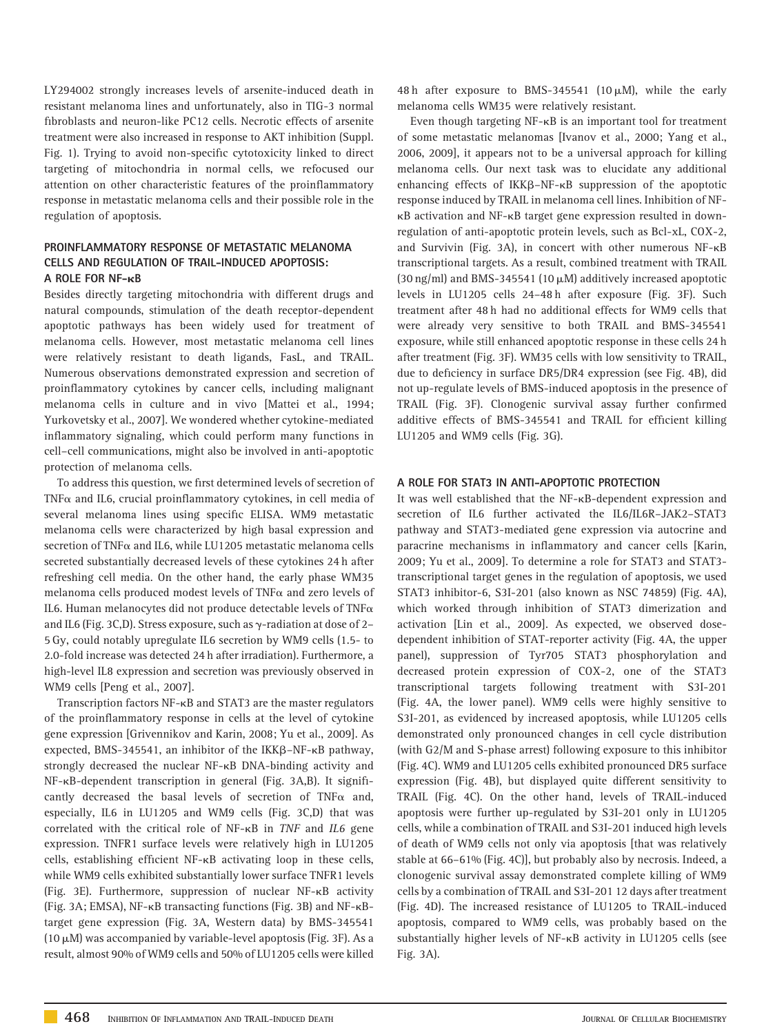LY294002 strongly increases levels of arsenite-induced death in resistant melanoma lines and unfortunately, also in TIG-3 normal fibroblasts and neuron-like PC12 cells. Necrotic effects of arsenite treatment were also increased in response to AKT inhibition (Suppl. Fig. 1). Trying to avoid non-specific cytotoxicity linked to direct targeting of mitochondria in normal cells, we refocused our attention on other characteristic features of the proinflammatory response in metastatic melanoma cells and their possible role in the regulation of apoptosis.

## PROINFLAMMATORY RESPONSE OF METASTATIC MELANOMA CELLS AND REGULATION OF TRAIL-INDUCED APOPTOSIS: A ROLE FOR NF-κB

Besides directly targeting mitochondria with different drugs and natural compounds, stimulation of the death receptor-dependent apoptotic pathways has been widely used for treatment of melanoma cells. However, most metastatic melanoma cell lines were relatively resistant to death ligands, FasL, and TRAIL. Numerous observations demonstrated expression and secretion of proinflammatory cytokines by cancer cells, including malignant melanoma cells in culture and in vivo [Mattei et al., 1994; Yurkovetsky et al., 2007]. We wondered whether cytokine-mediated inflammatory signaling, which could perform many functions in cell–cell communications, might also be involved in anti-apoptotic protection of melanoma cells.

To address this question, we first determined levels of secretion of TNFα and IL6, crucial proinflammatory cytokines, in cell media of several melanoma lines using specific ELISA. WM9 metastatic melanoma cells were characterized by high basal expression and secretion of TNFα and IL6, while LU1205 metastatic melanoma cells secreted substantially decreased levels of these cytokines 24 h after refreshing cell media. On the other hand, the early phase WM35 melanoma cells produced modest levels of TNFα and zero levels of IL6. Human melanocytes did not produce detectable levels of TNFα and IL6 (Fig. 3C,D). Stress exposure, such as γ-radiation at dose of 2–5 Gy, could notably upregulate IL6 secretion by WM9 cells (1.5- to 2.0-fold increase was detected 24 h after irradiation). Furthermore, a high-level IL8 expression and secretion was previously observed in WM9 cells [Peng et al., 2007].

Transcription factors NF-κB and STAT3 are the master regulators of the proinflammatory response in cells at the level of cytokine gene expression [Grivennikov and Karin, 2008; Yu et al., 2009]. As expected, BMS-345541, an inhibitor of the IKKβ–NF-κB pathway, strongly decreased the nuclear NF-κB DNA-binding activity and NF-κB-dependent transcription in general (Fig. 3A,B). It significantly decreased the basal levels of secretion of TNFα and, especially, IL6 in LU1205 and WM9 cells (Fig. 3C,D) that was correlated with the critical role of NF-κB in *TNF* and *IL6* gene expression. TNFR1 surface levels were relatively high in LU1205 cells, establishing efficient NF-κB activating loop in these cells, while WM9 cells exhibited substantially lower surface TNFR1 levels (Fig. 3E). Furthermore, suppression of nuclear NF-κB activity (Fig. 3A; EMSA), NF-κB transacting functions (Fig. 3B) and NF-κB-target gene expression (Fig. 3A, Western data) by BMS-345541 (10 μM) was accompanied by variable-level apoptosis (Fig. 3F). As a result, almost 90% of WM9 cells and 50% of LU1205 cells were killed 48 h after exposure to BMS-345541 (10 μM), while the early melanoma cells WM35 were relatively resistant.

Even though targeting NF-κB is an important tool for treatment of some metastatic melanomas [Ivanov et al., 2000; Yang et al., 2006, 2009], it appears not to be a universal approach for killing melanoma cells. Our next task was to elucidate any additional enhancing effects of IKKβ–NF-κB suppression of the apoptotic response induced by TRAIL in melanoma cell lines. Inhibition of NF-κB activation and NF-κB target gene expression resulted in down-regulation of anti-apoptotic protein levels, such as Bcl-xL, COX-2, and Survivin (Fig. 3A), in concert with other numerous NF-κB transcriptional targets. As a result, combined treatment with TRAIL (30 ng/ml) and BMS-345541 (10 μM) additively increased apoptotic levels in LU1205 cells 24–48 h after exposure (Fig. 3F). Such treatment after 48 h had no additional effects for WM9 cells that were already very sensitive to both TRAIL and BMS-345541 exposure, while still enhanced apoptotic response in these cells 24 h after treatment (Fig. 3F). WM35 cells with low sensitivity to TRAIL, due to deficiency in surface DR5/DR4 expression (see Fig. 4B), did not up-regulate levels of BMS-induced apoptosis in the presence of TRAIL (Fig. 3F). Clonogenic survival assay further confirmed additive effects of BMS-345541 and TRAIL for efficient killing LU1205 and WM9 cells (Fig. 3G).

## A ROLE FOR STAT3 IN ANTI-APOPTOTIC PROTECTION

It was well established that the NF-κB-dependent expression and secretion of IL6 further activated the IL6/IL6R–JAK2–STAT3 pathway and STAT3-mediated gene expression via autocrine and paracrine mechanisms in inflammatory and cancer cells [Karin, 2009; Yu et al., 2009]. To determine a role for STAT3 and STAT3-transcriptional target genes in the regulation of apoptosis, we used STAT3 inhibitor-6, S3I-201 (also known as NSC 74859) (Fig. 4A), which worked through inhibition of STAT3 dimerization and activation [Lin et al., 2009]. As expected, we observed dose-dependent inhibition of STAT-reporter activity (Fig. 4A, the upper panel), suppression of Tyr705 STAT3 phosphorylation and decreased protein expression of COX-2, one of the STAT3 transcriptional targets following treatment with S3I-201 (Fig. 4A, the lower panel). WM9 cells were highly sensitive to S3I-201, as evidenced by increased apoptosis, while LU1205 cells demonstrated only pronounced changes in cell cycle distribution (with G2/M and S-phase arrest) following exposure to this inhibitor (Fig. 4C). WM9 and LU1205 cells exhibited pronounced DR5 surface expression (Fig. 4B), but displayed quite different sensitivity to TRAIL (Fig. 4C). On the other hand, levels of TRAIL-induced apoptosis were further up-regulated by S3I-201 only in LU1205 cells, while a combination of TRAIL and S3I-201 induced high levels of death of WM9 cells not only via apoptosis [that was relatively stable at 66–61% (Fig. 4C)], but probably also by necrosis. Indeed, a clonogenic survival assay demonstrated complete killing of WM9 cells by a combination of TRAIL and S3I-201 12 days after treatment (Fig. 4D). The increased resistance of LU1205 to TRAIL-induced apoptosis, compared to WM9 cells, was probably based on the substantially higher levels of NF-κB activity in LU1205 cells (see Fig. 3A).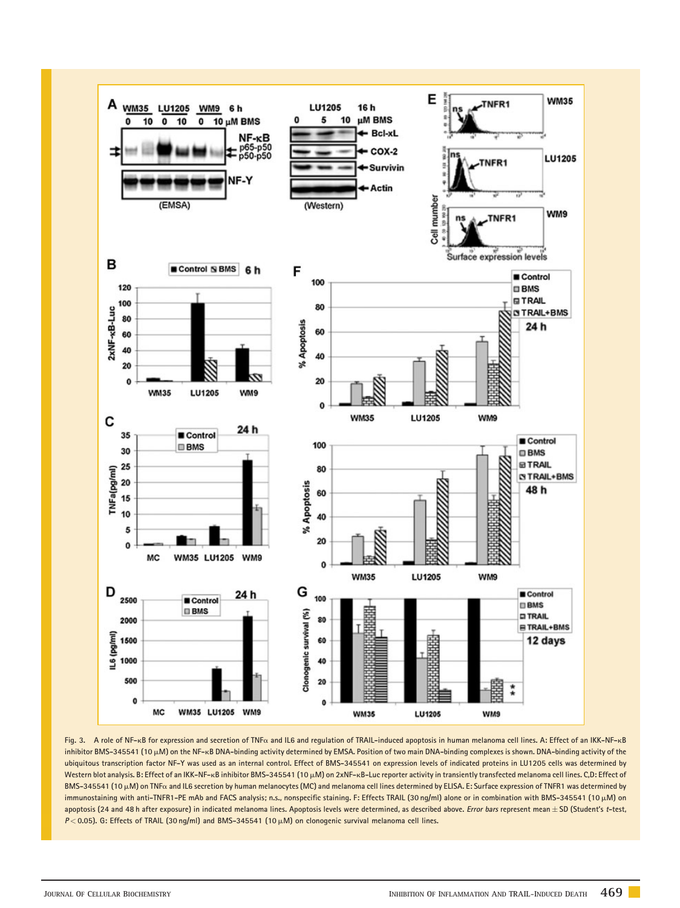Fig. 3. A role of NF-κB for expression and secretion of TNFα and IL6 and regulation of TRAIL-induced apoptosis in human melanoma cell lines. A: Effect of an IKK-NF-κB inhibitor BMS-345541 (10 μM) on the NF-κB DNA-binding activity determined by EMSA. Position of two main DNA-binding complexes is shown. DNA-binding activity of the ubiquitous transcription factor NF-Y was used as an internal control. Effect of BMS-345541 on expression levels of indicated proteins in LU1205 cells was determined by Western blot analysis. B: Effect of an IKK-NF-κB inhibitor BMS-345541 (10 μM) on 2xNF-κB-Luc reporter activity in transiently transfected melanoma cell lines. C,D: Effect of BMS-345541 (10 μM) on TNFα and IL6 secretion by human melanocytes (MC) and melanoma cell lines determined by ELISA. E: Surface expression of TNFR1 was determined by immunostaining with anti-TNFR1-PE mAb and FACS analysis; n.s., nonspecific staining. F: Effects TRAIL (30 ng/ml) alone or in combination with BMS-345541 (10 μM) on apoptosis (24 and 48 h after exposure) in indicated melanoma lines. Apoptosis levels were determined, as described above. *Error bars* represent mean ± SD (Student's *t*-test, $P < 0.05$). G: Effects of TRAIL (30 ng/ml) and BMS-345541 (10 μM) on clonogenic survival melanoma cell lines.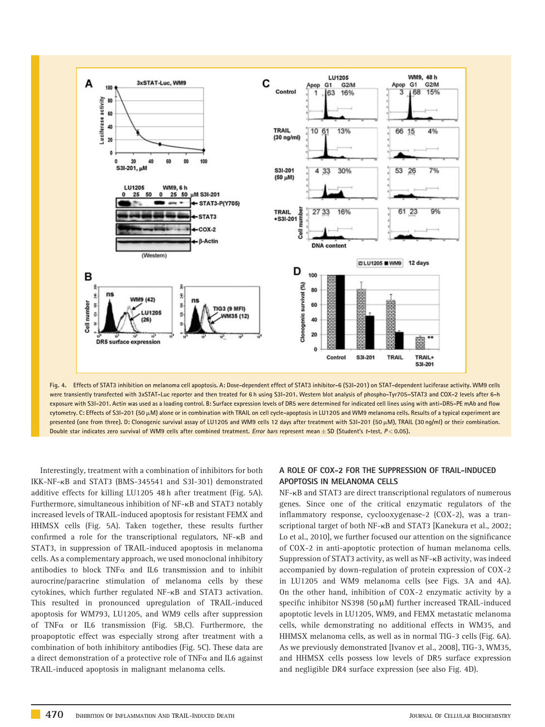Fig. 4. Effects of STAT3 inhibition on melanoma cell apoptosis. A: Dose-dependent effect of STAT3 inhibitor-6 (S3I-201) on STAT-dependent luciferase activity. WM9 cells were transiently transfected with 3xSTAT-Luc reporter and then treated for 6 h using S3I-201. Western blot analysis of phospho-Tyr705-STAT3 and COX-2 levels after 6-h exposure with S3I-201. Actin was used as a loading control. B: Surface expression levels of DR5 were determined for indicated cell lines using with anti-DR5-PE mAb and flow cytometry. C: Effects of S3I-201 (50 μM) alone or in combination with TRAIL on cell cycle-apoptosis in LU1205 and WM9 melanoma cells. Results of a typical experiment are presented (one from three). D: Clonogenic survival assay of LU1205 and WM9 cells 12 days after treatment with S3I-201 (50 μM), TRAIL (30 ng/ml) or their combination. Double star indicates zero survival of WM9 cells after combined treatment. *Error bars* represent mean ± SD (Student's *t*-test, $P < 0.05$).

Interestingly, treatment with a combination of inhibitors for both IKK-NF-κB and STAT3 (BMS-345541 and S3I-301) demonstrated additive effects for killing LU1205 48 h after treatment (Fig. 5A). Furthermore, simultaneous inhibition of NF-κB and STAT3 notably increased levels of TRAIL-induced apoptosis for resistant FEMX and HHMSX cells (Fig. 5A). Taken together, these results further confirmed a role for the transcriptional regulators, NF-κB and STAT3, in suppression of TRAIL-induced apoptosis in melanoma cells. As a complementary approach, we used monoclonal inhibitory antibodies to block TNFα and IL6 transmission and to inhibit aurocrine/paracrine stimulation of melanoma cells by these cytokines, which further regulated NF-κB and STAT3 activation. This resulted in pronounced upregulation of TRAIL-induced apoptosis for WM793, LU1205, and WM9 cells after suppression of TNFα or IL6 transmission (Fig. 5B,C). Furthermore, the proapoptotic effect was especially strong after treatment with a combination of both inhibitory antibodies (Fig. 5C). These data are a direct demonstration of a protective role of TNFα and IL6 against TRAIL-induced apoptosis in malignant melanoma cells.

## A ROLE OF COX-2 FOR THE SUPPRESSION OF TRAIL-INDUCED APOPTOSIS IN MELANOMA CELLS

NF-κB and STAT3 are direct transcriptional regulators of numerous genes. Since one of the critical enzymatic regulators of the inflammatory response, cyclooxygenase-2 (COX-2), was a transcriptional target of both NF-κB and STAT3 [Kanekura et al., 2002; Lo et al., 2010], we further focused our attention on the significance of COX-2 in anti-apoptotic protection of human melanoma cells. Suppression of STAT3 activity, as well as NF-κB activity, was indeed accompanied by down-regulation of protein expression of COX-2 in LU1205 and WM9 melanoma cells (see Figs. 3A and 4A). On the other hand, inhibition of COX-2 enzymatic activity by a specific inhibitor NS398 (50 μM) further increased TRAIL-induced apoptotic levels in LU1205, WM9, and FEMX metastatic melanoma cells, while demonstrating no additional effects in WM35, and HHMSX melanoma cells, as well as in normal TIG-3 cells (Fig. 6A). As we previously demonstrated [Ivanov et al., 2008], TIG-3, WM35, and HHMSX cells possess low levels of DR5 surface expression and negligible DR4 surface expression (see also Fig. 4D).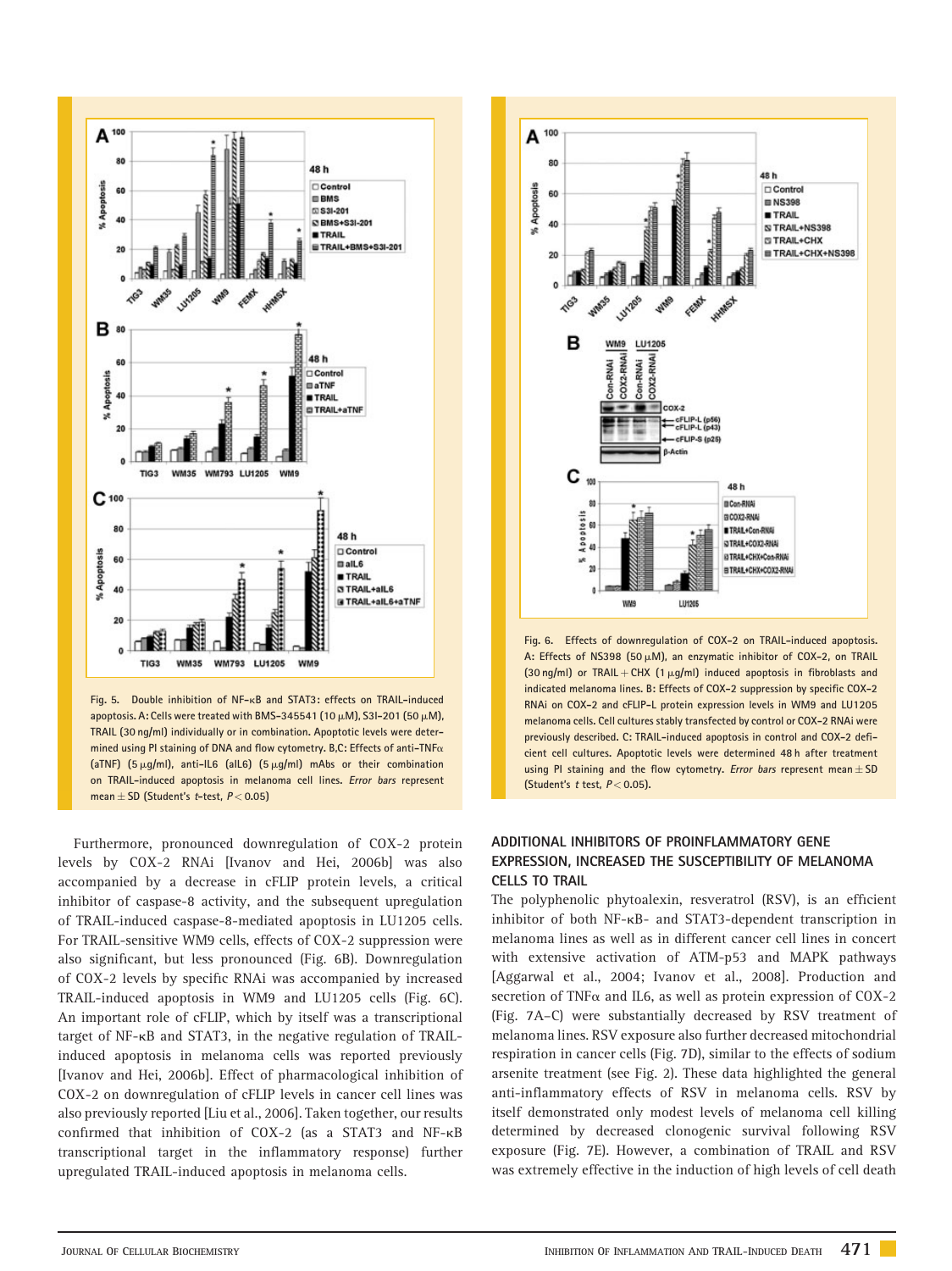Fig. 5. Double inhibition of NF-κB and STAT3: effects on TRAIL-induced apoptosis. A: Cells were treated with BMS-345541 (10 μM), S3I-201 (50 μM), TRAIL (30 ng/ml) individually or in combination. Apoptotic levels were determined using PI staining of DNA and flow cytometry. B,C: Effects of anti-TNFα (aTNF) (5 μg/ml), anti-IL6 (aIL6) (5 μg/ml) mAbs or their combination on TRAIL-induced apoptosis in melanoma cell lines. *Error bars* represent mean ± SD (Student's *t*-test, $P < 0.05$)

Fig. 6. Effects of downregulation of COX-2 on TRAIL-induced apoptosis. A: Effects of NS398 (50 μM), an enzymatic inhibitor of COX-2, on TRAIL (30 ng/ml) or TRAIL + CHX (1 μg/ml) induced apoptosis in fibroblasts and indicated melanoma lines. B: Effects of COX-2 suppression by specific COX-2 RNAi on COX-2 and cFLIP-L protein expression levels in WM9 and LU1205 melanoma cells. Cell cultures stably transfected by control or COX-2 RNAi were previously described. C: TRAIL-induced apoptosis in control and COX-2 deficient cell cultures. Apoptotic levels were determined 48 h after treatment using PI staining and the flow cytometry. *Error bars* represent mean ± SD (Student's *t* test, $P < 0.05$).

Furthermore, pronounced downregulation of COX-2 protein levels by COX-2 RNAi [Ivanov and Hei, 2006b] was also accompanied by a decrease in cFLIP protein levels, a critical inhibitor of caspase-8 activity, and the subsequent upregulation of TRAIL-induced caspase-8-mediated apoptosis in LU1205 cells. For TRAIL-sensitive WM9 cells, effects of COX-2 suppression were also significant, but less pronounced (Fig. 6B). Downregulation of COX-2 levels by specific RNAi was accompanied by increased TRAIL-induced apoptosis in WM9 and LU1205 cells (Fig. 6C). An important role of cFLIP, which by itself was a transcriptional target of NF-κB and STAT3, in the negative regulation of TRAIL-induced apoptosis in melanoma cells was reported previously [Ivanov and Hei, 2006b]. Effect of pharmacological inhibition of COX-2 on downregulation of cFLIP levels in cancer cell lines was also previously reported [Liu et al., 2006]. Taken together, our results confirmed that inhibition of COX-2 (as a STAT3 and NF-κB transcriptional target in the inflammatory response) further upregulated TRAIL-induced apoptosis in melanoma cells.

## ADDITIONAL INHIBITORS OF PROINFLAMMATORY GENE EXPRESSION, INCREASED THE SUSCEPTIBILITY OF MELANOMA CELLS TO TRAIL

The polyphenolic phytoalexin, resveratrol (RSV), is an efficient inhibitor of both NF-κB- and STAT3-dependent transcription in melanoma lines as well as in different cancer cell lines in concert with extensive activation of ATM-p53 and MAPK pathways [Aggarwal et al., 2004; Ivanov et al., 2008]. Production and secretion of TNFα and IL6, as well as protein expression of COX-2 (Fig. 7A–C) were substantially decreased by RSV treatment of melanoma lines. RSV exposure also further decreased mitochondrial respiration in cancer cells (Fig. 7D), similar to the effects of sodium arsenite treatment (see Fig. 2). These data highlighted the general anti-inflammatory effects of RSV in melanoma cells. RSV by itself demonstrated only modest levels of melanoma cell killing determined by decreased clonogenic survival following RSV exposure (Fig. 7E). However, a combination of TRAIL and RSV was extremely effective in the induction of high levels of cell death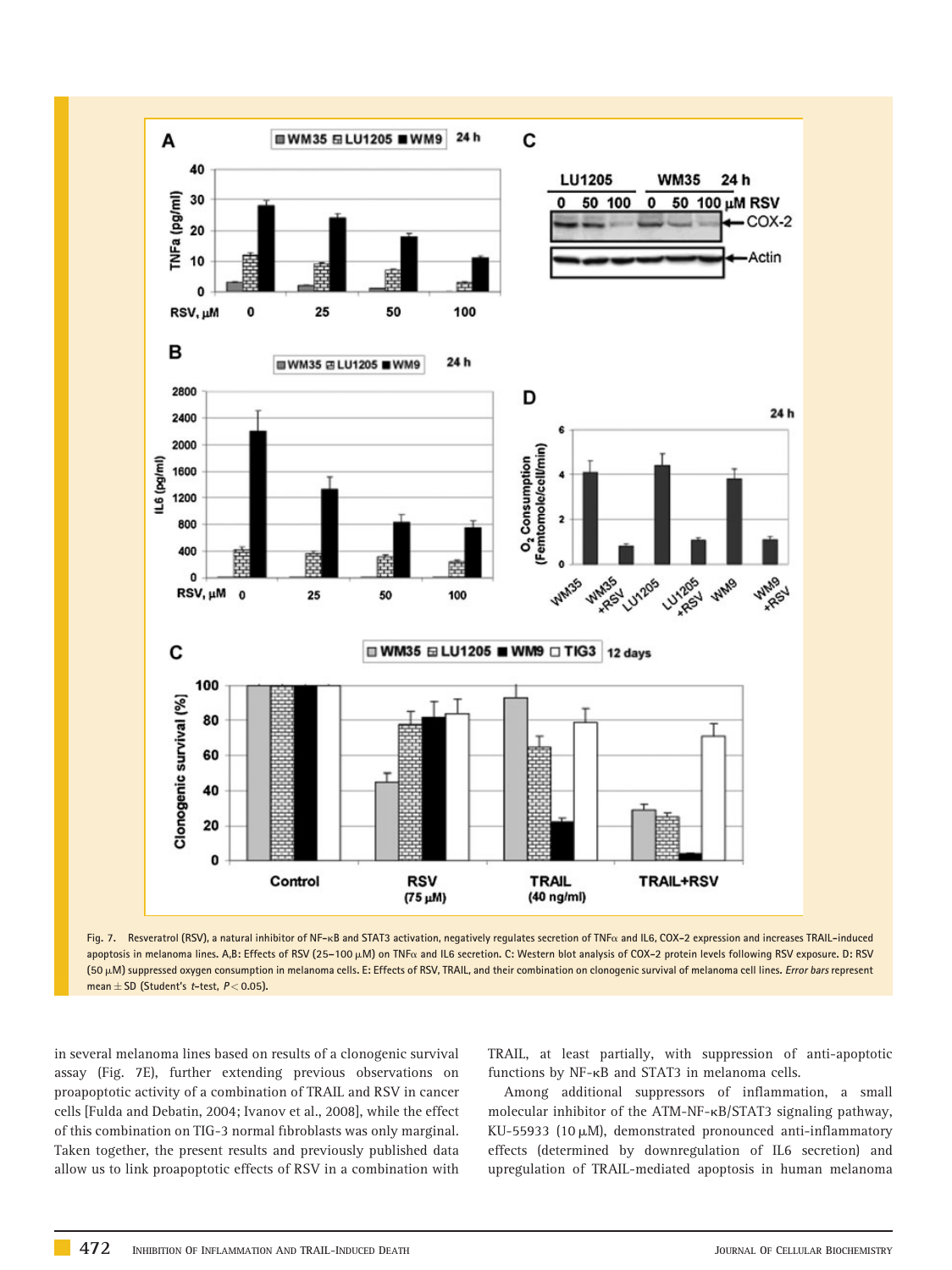Fig. 7. Resveratrol (RSV), a natural inhibitor of NF-κB and STAT3 activation, negatively regulates secretion of TNFα and IL6, COX-2 expression and increases TRAIL-induced apoptosis in melanoma lines. A,B: Effects of RSV (25–100 μM) on TNFα and IL6 secretion. C: Western blot analysis of COX-2 protein levels following RSV exposure. D: RSV (50 μM) suppressed oxygen consumption in melanoma cells. E: Effects of RSV, TRAIL, and their combination on clonogenic survival of melanoma cell lines. *Error bars* represent mean ± SD (Student's *t*-test, $P < 0.05$).

in several melanoma lines based on results of a clonogenic survival assay (Fig. 7E), further extending previous observations on proapoptotic activity of a combination of TRAIL and RSV in cancer cells [Fulda and Debatin, 2004; Ivanov et al., 2008], while the effect of this combination on TIG-3 normal fibroblasts was only marginal. Taken together, the present results and previously published data allow us to link proapoptotic effects of RSV in a combination with TRAIL, at least partially, with suppression of anti-apoptotic functions by NF-κB and STAT3 in melanoma cells.

Among additional suppressors of inflammation, a small molecular inhibitor of the ATM-NF-κB/STAT3 signaling pathway, KU-55933 (10 μM), demonstrated pronounced anti-inflammatory effects (determined by downregulation of IL6 secretion) and upregulation of TRAIL-mediated apoptosis in human melanoma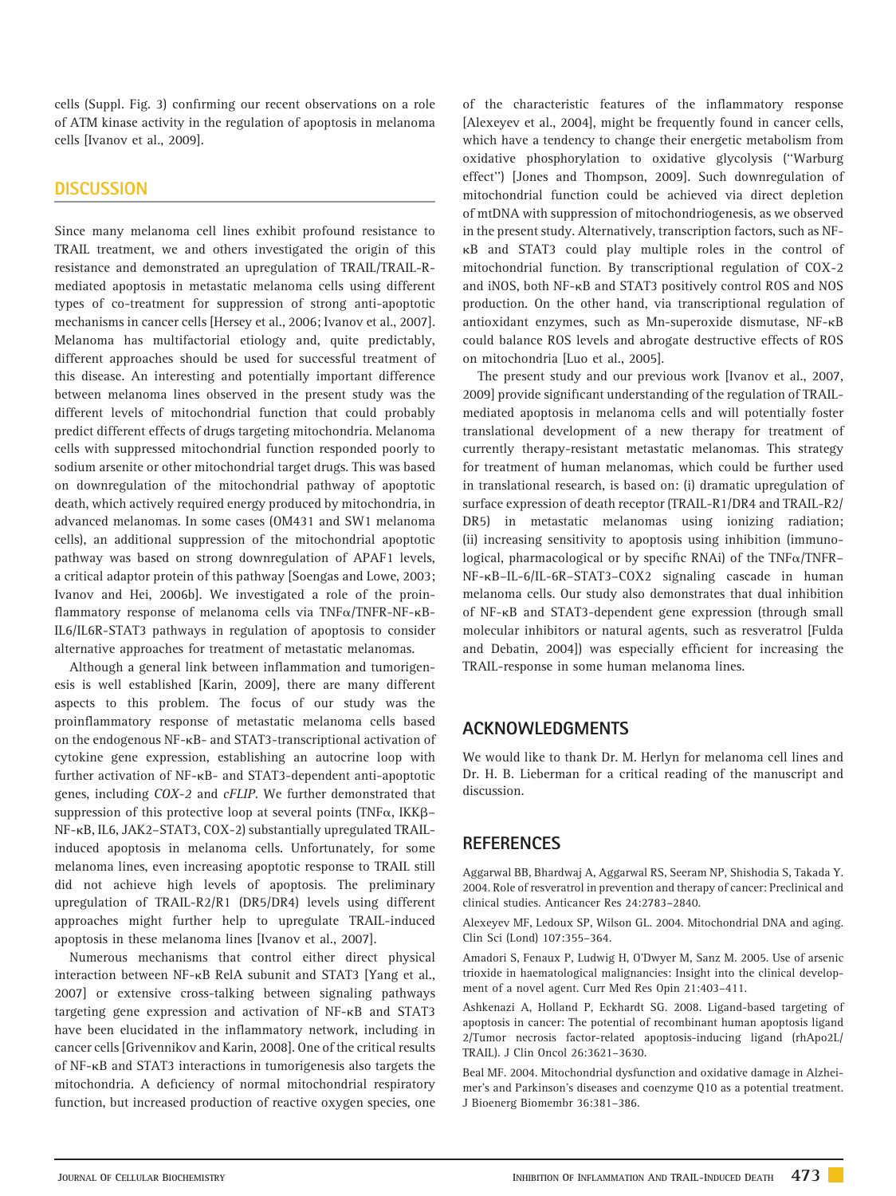cells (Suppl. Fig. 3) confirming our recent observations on a role of ATM kinase activity in the regulation of apoptosis in melanoma cells [Ivanov et al., 2009].

## DISCUSSION

Since many melanoma cell lines exhibit profound resistance to TRAIL treatment, we and others investigated the origin of this resistance and demonstrated an upregulation of TRAIL/TRAIL-R-mediated apoptosis in metastatic melanoma cells using different types of co-treatment for suppression of strong anti-apoptotic mechanisms in cancer cells [Hersey et al., 2006; Ivanov et al., 2007]. Melanoma has multifactorial etiology and, quite predictably, different approaches should be used for successful treatment of this disease. An interesting and potentially important difference between melanoma lines observed in the present study was the different levels of mitochondrial function that could probably predict different effects of drugs targeting mitochondria. Melanoma cells with suppressed mitochondrial function responded poorly to sodium arsenite or other mitochondrial target drugs. This was based on downregulation of the mitochondrial pathway of apoptotic death, which actively required energy produced by mitochondria, in advanced melanomas. In some cases (OM431 and SW1 melanoma cells), an additional suppression of the mitochondrial apoptotic pathway was based on strong downregulation of APAF1 levels, a critical adaptor protein of this pathway [Soengas and Lowe, 2003; Ivanov and Hei, 2006b]. We investigated a role of the proinflammatory response of melanoma cells via TNFα/TNFR-NF-κB-IL6/IL6R-STAT3 pathways in regulation of apoptosis to consider alternative approaches for treatment of metastatic melanomas.

Although a general link between inflammation and tumorigenesis is well established [Karin, 2009], there are many different aspects to this problem. The focus of our study was the proinflammatory response of metastatic melanoma cells based on the endogenous NF-κB- and STAT3-transcriptional activation of cytokine gene expression, establishing an autocrine loop with further activation of NF-κB- and STAT3-dependent anti-apoptotic genes, including *COX-2* and *cFLIP*. We further demonstrated that suppression of this protective loop at several points (TNFα, IKKβ–NF-κB, IL6, JAK2–STAT3, COX-2) substantially upregulated TRAIL-induced apoptosis in melanoma cells. Unfortunately, for some melanoma lines, even increasing apoptotic response to TRAIL still did not achieve high levels of apoptosis. The preliminary upregulation of TRAIL-R2/R1 (DR5/DR4) levels using different approaches might further help to upregulate TRAIL-induced apoptosis in these melanoma lines [Ivanov et al., 2007].

Numerous mechanisms that control either direct physical interaction between NF-κB RelA subunit and STAT3 [Yang et al., 2007] or extensive cross-talking between signaling pathways targeting gene expression and activation of NF-κB and STAT3 have been elucidated in the inflammatory network, including in cancer cells [Grivennikov and Karin, 2008]. One of the critical results of NF-κB and STAT3 interactions in tumorigenesis also targets the mitochondria. A deficiency of normal mitochondrial respiratory function, but increased production of reactive oxygen species, one of the characteristic features of the inflammatory response [Alexeyev et al., 2004], might be frequently found in cancer cells, which have a tendency to change their energetic metabolism from oxidative phosphorylation to oxidative glycolysis ("Warburg effect") [Jones and Thompson, 2009]. Such downregulation of mitochondrial function could be achieved via direct depletion of mtDNA with suppression of mitochondriogenesis, as we observed in the present study. Alternatively, transcription factors, such as NF-κB and STAT3 could play multiple roles in the control of mitochondrial function. By transcriptional regulation of COX-2 and iNOS, both NF-κB and STAT3 positively control ROS and NOS production. On the other hand, via transcriptional regulation of antioxidant enzymes, such as Mn-superoxide dismutase, NF-κB could balance ROS levels and abrogate destructive effects of ROS on mitochondria [Luo et al., 2005].

The present study and our previous work [Ivanov et al., 2007, 2009] provide significant understanding of the regulation of TRAIL-mediated apoptosis in melanoma cells and will potentially foster translational development of a new therapy for treatment of currently therapy-resistant metastatic melanomas. This strategy for treatment of human melanomas, which could be further used in translational research, is based on: (i) dramatic upregulation of surface expression of death receptor (TRAIL-R1/DR4 and TRAIL-R2/DR5) in metastatic melanomas using ionizing radiation; (ii) increasing sensitivity to apoptosis using inhibition (immunological, pharmacological or by specific RNAi) of the TNFα/TNFR–NF-κB–IL-6/IL-6R–STAT3–COX2 signaling cascade in human melanoma cells. Our study also demonstrates that dual inhibition of NF-κB and STAT3-dependent gene expression (through small molecular inhibitors or natural agents, such as resveratrol [Fulda and Debatin, 2004]) was especially efficient for increasing the TRAIL-response in some human melanoma lines.

## ACKNOWLEDGMENTS

We would like to thank Dr. M. Herlyn for melanoma cell lines and Dr. H. B. Lieberman for a critical reading of the manuscript and discussion.

## REFERENCES

Aggarwal BB, Bhardwaj A, Aggarwal RS, Seeram NP, Shishodia S, Takada Y. 2004. Role of resveratrol in prevention and therapy of cancer: Preclinical and clinical studies. Anticancer Res 24:2783–2840.

Alexeyev MF, Ledoux SP, Wilson GL. 2004. Mitochondrial DNA and aging. Clin Sci (Lond) 107:355–364.

Amadori S, Fenaux P, Ludwig H, O'Dwyer M, Sanz M. 2005. Use of arsenic trioxide in haematological malignancies: Insight into the clinical development of a novel agent. Curr Med Res Opin 21:403–411.

Ashkenazi A, Holland P, Eckhardt SG. 2008. Ligand-based targeting of apoptosis in cancer: The potential of recombinant human apoptosis ligand 2/Tumor necrosis factor-related apoptosis-inducing ligand (rhApo2L/TRAIL). J Clin Oncol 26:3621–3630.

Beal MF. 2004. Mitochondrial dysfunction and oxidative damage in Alzheimer's and Parkinson's diseases and coenzyme Q10 as a potential treatment. J Bioenerg Biomembr 36:381–386.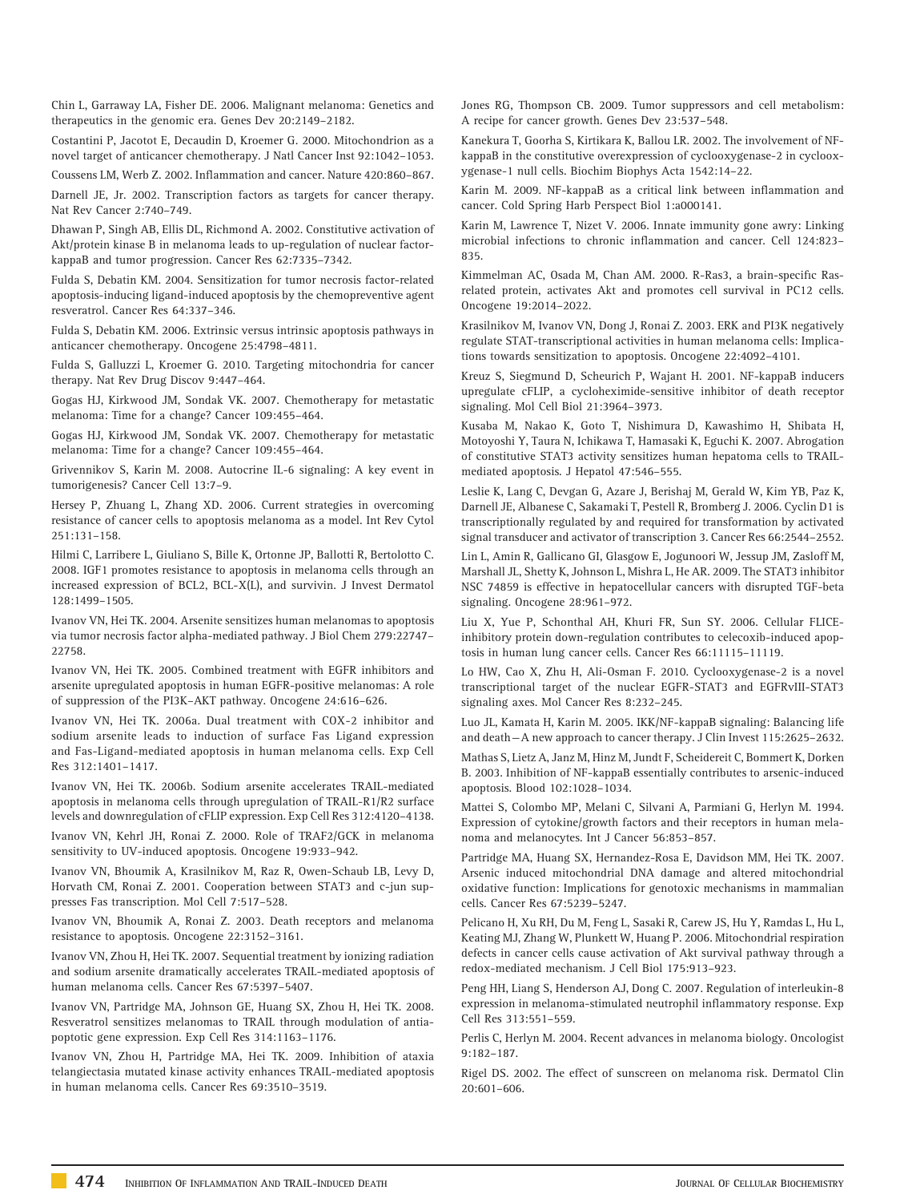Chin L, Garraway LA, Fisher DE. 2006. Malignant melanoma: Genetics and therapeutics in the genomic era. Genes Dev 20:2149–2182.

Costantini P, Jacotot E, Decaudin D, Kroemer G. 2000. Mitochondrion as a novel target of anticancer chemotherapy. J Natl Cancer Inst 92:1042–1053.

Coussens LM, Werb Z. 2002. Inflammation and cancer. Nature 420:860–867.

Darnell JE, Jr. 2002. Transcription factors as targets for cancer therapy. Nat Rev Cancer 2:740–749.

Dhawan P, Singh AB, Ellis DL, Richmond A. 2002. Constitutive activation of Akt/protein kinase B in melanoma leads to up-regulation of nuclear factor-kappaB and tumor progression. Cancer Res 62:7335–7342.

Fulda S, Debatin KM. 2004. Sensitization for tumor necrosis factor-related apoptosis-inducing ligand-induced apoptosis by the chemopreventive agent resveratrol. Cancer Res 64:337–346.

Fulda S, Debatin KM. 2006. Extrinsic versus intrinsic apoptosis pathways in anticancer chemotherapy. Oncogene 25:4798–4811.

Fulda S, Galluzzi L, Kroemer G. 2010. Targeting mitochondria for cancer therapy. Nat Rev Drug Discov 9:447–464.

Gogas HJ, Kirkwood JM, Sondak VK. 2007. Chemotherapy for metastatic melanoma: Time for a change? Cancer 109:455–464.

Gogas HJ, Kirkwood JM, Sondak VK. 2007. Chemotherapy for metastatic melanoma: Time for a change? Cancer 109:455–464.

Grivennikov S, Karin M. 2008. Autocrine IL-6 signaling: A key event in tumorigenesis? Cancer Cell 13:7–9.

Hersey P, Zhuang L, Zhang XD. 2006. Current strategies in overcoming resistance of cancer cells to apoptosis melanoma as a model. Int Rev Cytol 251:131–158.

Hilmi C, Larribere L, Giuliano S, Bille K, Ortonne JP, Ballotti R, Bertolotto C. 2008. IGF1 promotes resistance to apoptosis in melanoma cells through an increased expression of BCL2, BCL-X(L), and survivin. J Invest Dermatol 128:1499–1505.

Ivanov VN, Hei TK. 2004. Arsenite sensitizes human melanomas to apoptosis via tumor necrosis factor alpha-mediated pathway. J Biol Chem 279:22747–22758.

Ivanov VN, Hei TK. 2005. Combined treatment with EGFR inhibitors and arsenite upregulated apoptosis in human EGFR-positive melanomas: A role of suppression of the PI3K–AKT pathway. Oncogene 24:616–626.

Ivanov VN, Hei TK. 2006a. Dual treatment with COX-2 inhibitor and sodium arsenite leads to induction of surface Fas Ligand expression and Fas-Ligand-mediated apoptosis in human melanoma cells. Exp Cell Res 312:1401–1417.

Ivanov VN, Hei TK. 2006b. Sodium arsenite accelerates TRAIL-mediated apoptosis in melanoma cells through upregulation of TRAIL-R1/R2 surface levels and downregulation of cFLIP expression. Exp Cell Res 312:4120–4138.

Ivanov VN, Kehrl JH, Ronai Z. 2000. Role of TRAF2/GCK in melanoma sensitivity to UV-induced apoptosis. Oncogene 19:933–942.

Ivanov VN, Bhoumik A, Krasilnikov M, Raz R, Owen-Schaub LB, Levy D, Horvath CM, Ronai Z. 2001. Cooperation between STAT3 and c-jun suppresses Fas transcription. Mol Cell 7:517–528.

Ivanov VN, Bhoumik A, Ronai Z. 2003. Death receptors and melanoma resistance to apoptosis. Oncogene 22:3152–3161.

Ivanov VN, Zhou H, Hei TK. 2007. Sequential treatment by ionizing radiation and sodium arsenite dramatically accelerates TRAIL-mediated apoptosis of human melanoma cells. Cancer Res 67:5397–5407.

Ivanov VN, Partridge MA, Johnson GE, Huang SX, Zhou H, Hei TK. 2008. Resveratrol sensitizes melanomas to TRAIL through modulation of antiapoptotic gene expression. Exp Cell Res 314:1163–1176.

Ivanov VN, Zhou H, Partridge MA, Hei TK. 2009. Inhibition of ataxia telangiectasia mutated kinase activity enhances TRAIL-mediated apoptosis in human melanoma cells. Cancer Res 69:3510–3519.

Jones RG, Thompson CB. 2009. Tumor suppressors and cell metabolism: A recipe for cancer growth. Genes Dev 23:537–548.

Kanekura T, Goorha S, Kirtikara K, Ballou LR. 2002. The involvement of NF-kappaB in the constitutive overexpression of cyclooxygenase-2 in cyclooxygenase-1 null cells. Biochim Biophys Acta 1542:14–22.

Karin M. 2009. NF-kappaB as a critical link between inflammation and cancer. Cold Spring Harb Perspect Biol 1:a000141.

Karin M, Lawrence T, Nizet V. 2006. Innate immunity gone awry: Linking microbial infections to chronic inflammation and cancer. Cell 124:823–835.

Kimmelman AC, Osada M, Chan AM. 2000. R-Ras3, a brain-specific Ras-related protein, activates Akt and promotes cell survival in PC12 cells. Oncogene 19:2014–2022.

Krasilnikov M, Ivanov VN, Dong J, Ronai Z. 2003. ERK and PI3K negatively regulate STAT-transcriptional activities in human melanoma cells: Implications towards sensitization to apoptosis. Oncogene 22:4092–4101.

Kreuz S, Siegmund D, Scheurich P, Wajant H. 2001. NF-kappaB inducers upregulate cFLIP, a cycloheximide-sensitive inhibitor of death receptor signaling. Mol Cell Biol 21:3964–3973.

Kusaba M, Nakao K, Goto T, Nishimura D, Kawashimo H, Shibata H, Motoyoshi Y, Taura N, Ichikawa T, Hamasaki K, Eguchi K. 2007. Abrogation of constitutive STAT3 activity sensitizes human hepatoma cells to TRAIL-mediated apoptosis. J Hepatol 47:546–555.

Leslie K, Lang C, Devgan G, Azare J, Berishaj M, Gerald W, Kim YB, Paz K, Darnell JE, Albanese C, Sakamaki T, Pestell R, Bromberg J. 2006. Cyclin D1 is transcriptionally regulated by and required for transformation by activated signal transducer and activator of transcription 3. Cancer Res 66:2544–2552.

Lin L, Amin R, Gallicano GI, Glasgow E, Jogunoori W, Jessup JM, Zasloff M, Marshall JL, Shetty K, Johnson L, Mishra L, He AR. 2009. The STAT3 inhibitor NSC 74859 is effective in hepatocellular cancers with disrupted TGF-beta signaling. Oncogene 28:961–972.

Liu X, Yue P, Schonthal AH, Khuri FR, Sun SY. 2006. Cellular FLICE-inhibitory protein down-regulation contributes to celecoxib-induced apoptosis in human lung cancer cells. Cancer Res 66:11115–11119.

Lo HW, Cao X, Zhu H, Ali-Osman F. 2010. Cyclooxygenase-2 is a novel transcriptional target of the nuclear EGFR-STAT3 and EGFRvIII-STAT3 signaling axes. Mol Cancer Res 8:232–245.

Luo JL, Kamata H, Karin M. 2005. IKK/NF-kappaB signaling: Balancing life and death—A new approach to cancer therapy. J Clin Invest 115:2625–2632.

Mathas S, Lietz A, Janz M, Hinz M, Jundt F, Scheidereit C, Bommert K, Dorken B. 2003. Inhibition of NF-kappaB essentially contributes to arsenic-induced apoptosis. Blood 102:1028–1034.

Mattei S, Colombo MP, Melani C, Silvani A, Parmiani G, Herlyn M. 1994. Expression of cytokine/growth factors and their receptors in human melanoma and melanocytes. Int J Cancer 56:853–857.

Partridge MA, Huang SX, Hernandez-Rosa E, Davidson MM, Hei TK. 2007. Arsenic induced mitochondrial DNA damage and altered mitochondrial oxidative function: Implications for genotoxic mechanisms in mammalian cells. Cancer Res 67:5239–5247.

Pelicano H, Xu RH, Du M, Feng L, Sasaki R, Carew JS, Hu Y, Ramdas L, Hu L, Keating MJ, Zhang W, Plunkett W, Huang P. 2006. Mitochondrial respiration defects in cancer cells cause activation of Akt survival pathway through a redox-mediated mechanism. J Cell Biol 175:913–923.

Peng HH, Liang S, Henderson AJ, Dong C. 2007. Regulation of interleukin-8 expression in melanoma-stimulated neutrophil inflammatory response. Exp Cell Res 313:551–559.

Perlis C, Herlyn M. 2004. Recent advances in melanoma biology. Oncologist 9:182–187.

Rigel DS. 2002. The effect of sunscreen on melanoma risk. Dermatol Clin 20:601–606.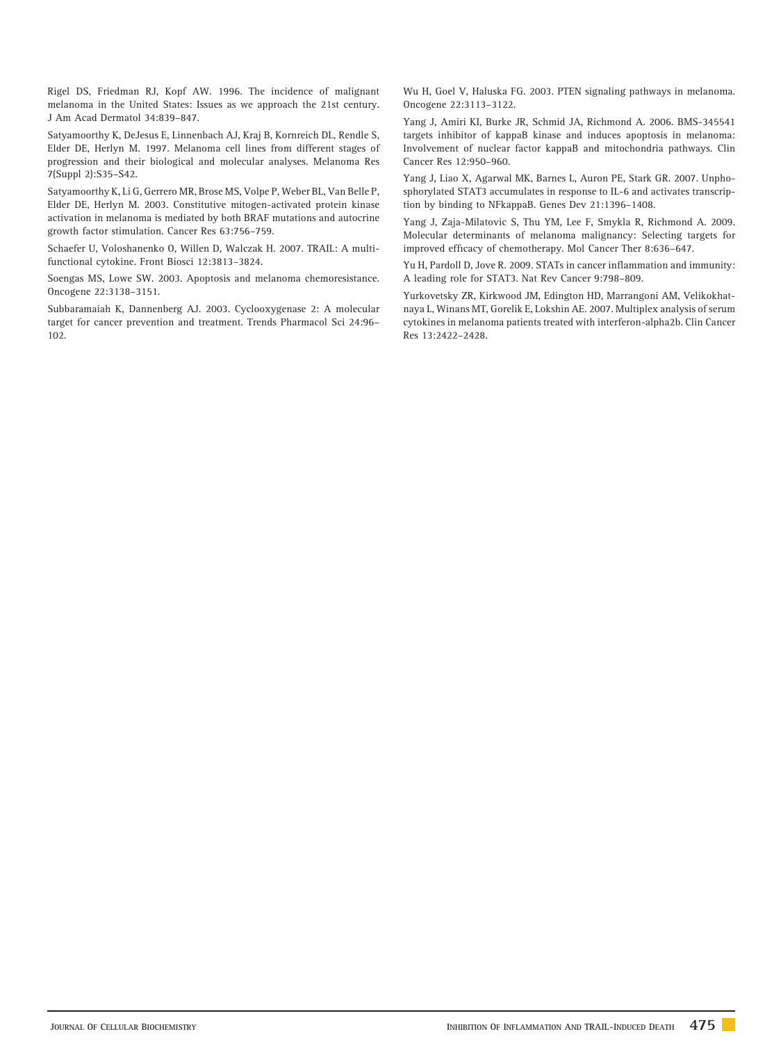Rigel DS, Friedman RJ, Kopf AW. 1996. The incidence of malignant melanoma in the United States: Issues as we approach the 21st century. J Am Acad Dermatol 34:839–847.

Satyamoorthy K, DeJesus E, Linnenbach AJ, Kraj B, Kornreich DL, Rendle S, Elder DE, Herlyn M. 1997. Melanoma cell lines from different stages of progression and their biological and molecular analyses. Melanoma Res 7(Suppl 2):S35–S42.

Satyamoorthy K, Li G, Gerrero MR, Brose MS, Volpe P, Weber BL, Van Belle P, Elder DE, Herlyn M. 2003. Constitutive mitogen-activated protein kinase activation in melanoma is mediated by both BRAF mutations and autocrine growth factor stimulation. Cancer Res 63:756–759.

Schaefer U, Voloshanenko O, Willen D, Walczak H. 2007. TRAIL: A multifunctional cytokine. Front Biosci 12:3813–3824.

Soengas MS, Lowe SW. 2003. Apoptosis and melanoma chemoresistance. Oncogene 22:3138–3151.

Subbaramaiah K, Dannenberg AJ. 2003. Cyclooxygenase 2: A molecular target for cancer prevention and treatment. Trends Pharmacol Sci 24:96–102.

Wu H, Goel V, Haluska FG. 2003. PTEN signaling pathways in melanoma. Oncogene 22:3113–3122.

Yang J, Amiri KI, Burke JR, Schmid JA, Richmond A. 2006. BMS-345541 targets inhibitor of kappaB kinase and induces apoptosis in melanoma: Involvement of nuclear factor kappaB and mitochondria pathways. Clin Cancer Res 12:950–960.

Yang J, Liao X, Agarwal MK, Barnes L, Auron PE, Stark GR. 2007. Unphosphorylated STAT3 accumulates in response to IL-6 and activates transcription by binding to NFkappaB. Genes Dev 21:1396–1408.

Yang J, Zaja-Milatovic S, Thu YM, Lee F, Smykla R, Richmond A. 2009. Molecular determinants of melanoma malignancy: Selecting targets for improved efficacy of chemotherapy. Mol Cancer Ther 8:636–647.

Yu H, Pardoll D, Jove R. 2009. STATs in cancer inflammation and immunity: A leading role for STAT3. Nat Rev Cancer 9:798–809.

Yurkovetsky ZR, Kirkwood JM, Edington HD, Marrangoni AM, Velikokhatnaya L, Winans MT, Gorelik E, Lokshin AE. 2007. Multiplex analysis of serum cytokines in melanoma patients treated with interferon-alpha2b. Clin Cancer Res 13:2422–2428.